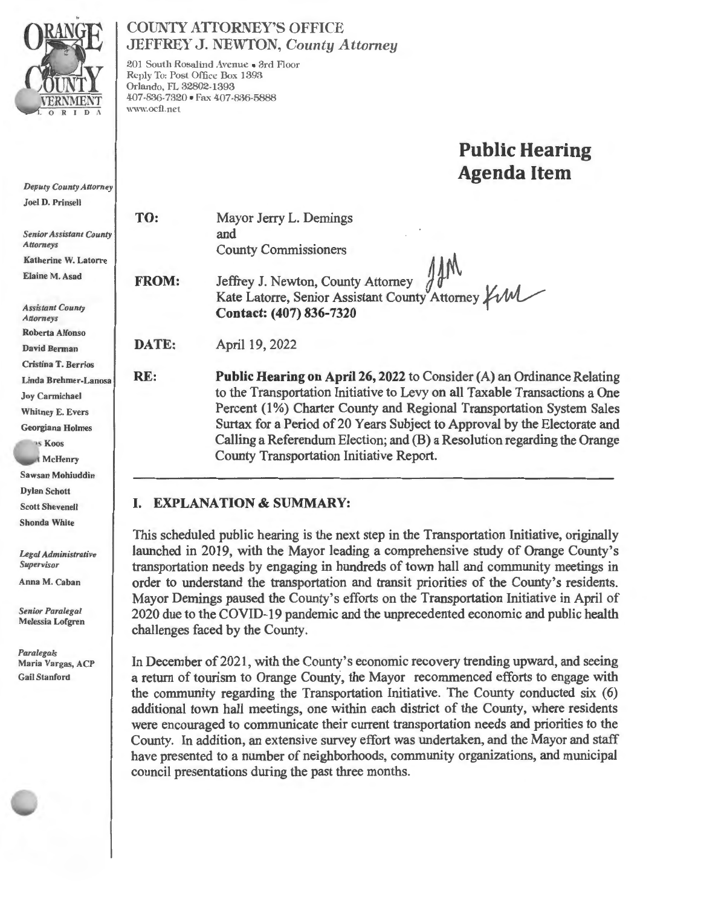# COUNTY ATTORNEY'S OFFICE
JEFFREY J. NEWTON, *County Attorney*

201 South Rosalind Avenue • 3rd Floor
Reply To: Post Office Box 1393
Orlando, FL 32802-1393
407-836-7320 • Fax 407-836-5888
www.ocfl.net

*Deputy County Attorney*
Joel D. Prinsell

*Senior Assistant County Attorneys*
Katherine W. Latorre
Elaine M. Asad

*Assistant County Attorneys*
Roberta Alfonso
David Berman
Cristina T. Berrios
Linda Brehmer-Lanosa
Joy Carmichael
Whitney E. Evers
Georgiana Holmes
s Koos
t McHenry
Sawsan Mohiuddin
Dylan Schott
Scott Shevenell
Shonda White

*Legal Administrative Supervisor*
Anna M. Caban

*Senior Paralegal*
Melessia Lofgren

*Paralegals*
Maria Vargas, ACP
Gail Stanford

## Public Hearing Agenda Item

**TO:** Mayor Jerry L. Demings and County Commissioners

**FROM:** Jeffrey J. Newton, County Attorney
Kate Latorre, Senior Assistant County Attorney
**Contact: (407) 836-7320**

**DATE:** April 19, 2022

**RE:** **Public Hearing on April 26, 2022** to Consider (A) an Ordinance Relating to the Transportation Initiative to Levy on all Taxable Transactions a One Percent (1%) Charter County and Regional Transportation System Sales Surtax for a Period of 20 Years Subject to Approval by the Electorate and Calling a Referendum Election; and (B) a Resolution regarding the Orange County Transportation Initiative Report.

---

## I. EXPLANATION & SUMMARY:

This scheduled public hearing is the next step in the Transportation Initiative, originally launched in 2019, with the Mayor leading a comprehensive study of Orange County's transportation needs by engaging in hundreds of town hall and community meetings in order to understand the transportation and transit priorities of the County's residents. Mayor Demings paused the County's efforts on the Transportation Initiative in April of 2020 due to the COVID-19 pandemic and the unprecedented economic and public health challenges faced by the County.

In December of 2021, with the County's economic recovery trending upward, and seeing a return of tourism to Orange County, the Mayor recommenced efforts to engage with the community regarding the Transportation Initiative. The County conducted six (6) additional town hall meetings, one within each district of the County, where residents were encouraged to communicate their current transportation needs and priorities to the County. In addition, an extensive survey effort was undertaken, and the Mayor and staff have presented to a number of neighborhoods, community organizations, and municipal council presentations during the past three months.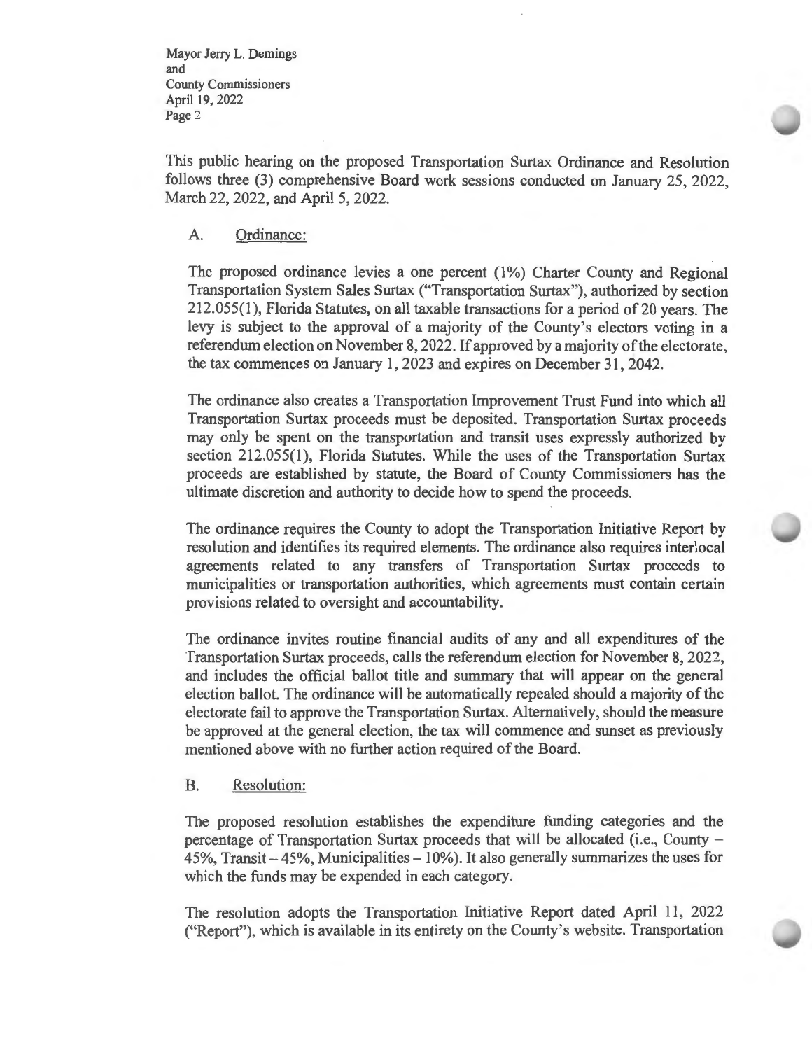This public hearing on the proposed Transportation Surtax Ordinance and Resolution follows three (3) comprehensive Board work sessions conducted on January 25, 2022, March 22, 2022, and April 5, 2022.

A. Ordinance:

The proposed ordinance levies a one percent (1%) Charter County and Regional Transportation System Sales Surtax ("Transportation Surtax"), authorized by section 212.055(1), Florida Statutes, on all taxable transactions for a period of 20 years. The levy is subject to the approval of a majority of the County's electors voting in a referendum election on November 8, 2022. If approved by a majority of the electorate, the tax commences on January 1, 2023 and expires on December 31, 2042.

The ordinance also creates a Transportation Improvement Trust Fund into which all Transportation Surtax proceeds must be deposited. Transportation Surtax proceeds may only be spent on the transportation and transit uses expressly authorized by section 212.055(1), Florida Statutes. While the uses of the Transportation Surtax proceeds are established by statute, the Board of County Commissioners has the ultimate discretion and authority to decide how to spend the proceeds.

The ordinance requires the County to adopt the Transportation Initiative Report by resolution and identifies its required elements. The ordinance also requires interlocal agreements related to any transfers of Transportation Surtax proceeds to municipalities or transportation authorities, which agreements must contain certain provisions related to oversight and accountability.

The ordinance invites routine financial audits of any and all expenditures of the Transportation Surtax proceeds, calls the referendum election for November 8, 2022, and includes the official ballot title and summary that will appear on the general election ballot. The ordinance will be automatically repealed should a majority of the electorate fail to approve the Transportation Surtax. Alternatively, should the measure be approved at the general election, the tax will commence and sunset as previously mentioned above with no further action required of the Board.

B. Resolution:

The proposed resolution establishes the expenditure funding categories and the percentage of Transportation Surtax proceeds that will be allocated (i.e., County – 45%, Transit – 45%, Municipalities – 10%). It also generally summarizes the uses for which the funds may be expended in each category.

The resolution adopts the Transportation Initiative Report dated April 11, 2022 ("Report"), which is available in its entirety on the County's website. Transportation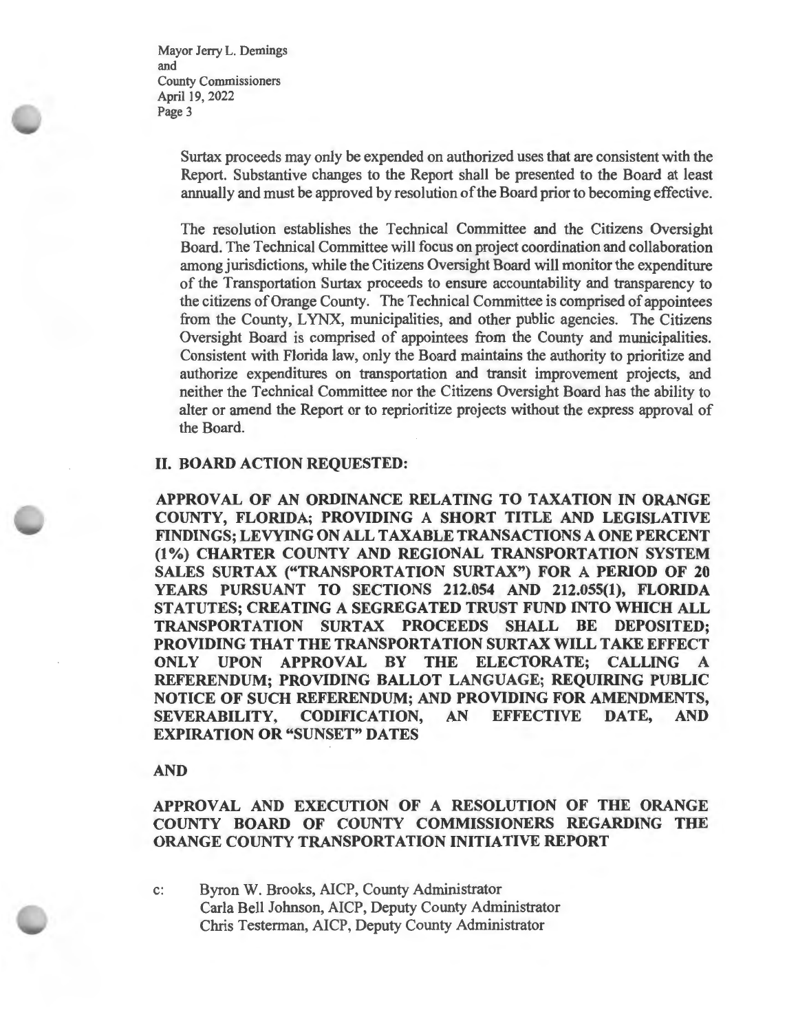Surtax proceeds may only be expended on authorized uses that are consistent with the Report. Substantive changes to the Report shall be presented to the Board at least annually and must be approved by resolution of the Board prior to becoming effective.

The resolution establishes the Technical Committee and the Citizens Oversight Board. The Technical Committee will focus on project coordination and collaboration among jurisdictions, while the Citizens Oversight Board will monitor the expenditure of the Transportation Surtax proceeds to ensure accountability and transparency to the citizens of Orange County. The Technical Committee is comprised of appointees from the County, LYNX, municipalities, and other public agencies. The Citizens Oversight Board is comprised of appointees from the County and municipalities. Consistent with Florida law, only the Board maintains the authority to prioritize and authorize expenditures on transportation and transit improvement projects, and neither the Technical Committee nor the Citizens Oversight Board has the ability to alter or amend the Report or to reprioritize projects without the express approval of the Board.

## II. BOARD ACTION REQUESTED:

**APPROVAL OF AN ORDINANCE RELATING TO TAXATION IN ORANGE COUNTY, FLORIDA; PROVIDING A SHORT TITLE AND LEGISLATIVE FINDINGS; LEVYING ON ALL TAXABLE TRANSACTIONS A ONE PERCENT (1%) CHARTER COUNTY AND REGIONAL TRANSPORTATION SYSTEM SALES SURTAX ("TRANSPORTATION SURTAX") FOR A PERIOD OF 20 YEARS PURSUANT TO SECTIONS 212.054 AND 212.055(1), FLORIDA STATUTES; CREATING A SEGREGATED TRUST FUND INTO WHICH ALL TRANSPORTATION SURTAX PROCEEDS SHALL BE DEPOSITED; PROVIDING THAT THE TRANSPORTATION SURTAX WILL TAKE EFFECT ONLY UPON APPROVAL BY THE ELECTORATE; CALLING A REFERENDUM; PROVIDING BALLOT LANGUAGE; REQUIRING PUBLIC NOTICE OF SUCH REFERENDUM; AND PROVIDING FOR AMENDMENTS, SEVERABILITY, CODIFICATION, AN EFFECTIVE DATE, AND EXPIRATION OR "SUNSET" DATES**

**AND**

**APPROVAL AND EXECUTION OF A RESOLUTION OF THE ORANGE COUNTY BOARD OF COUNTY COMMISSIONERS REGARDING THE ORANGE COUNTY TRANSPORTATION INITIATIVE REPORT**

c: Byron W. Brooks, AICP, County Administrator
Carla Bell Johnson, AICP, Deputy County Administrator
Chris Testerman, AICP, Deputy County Administrator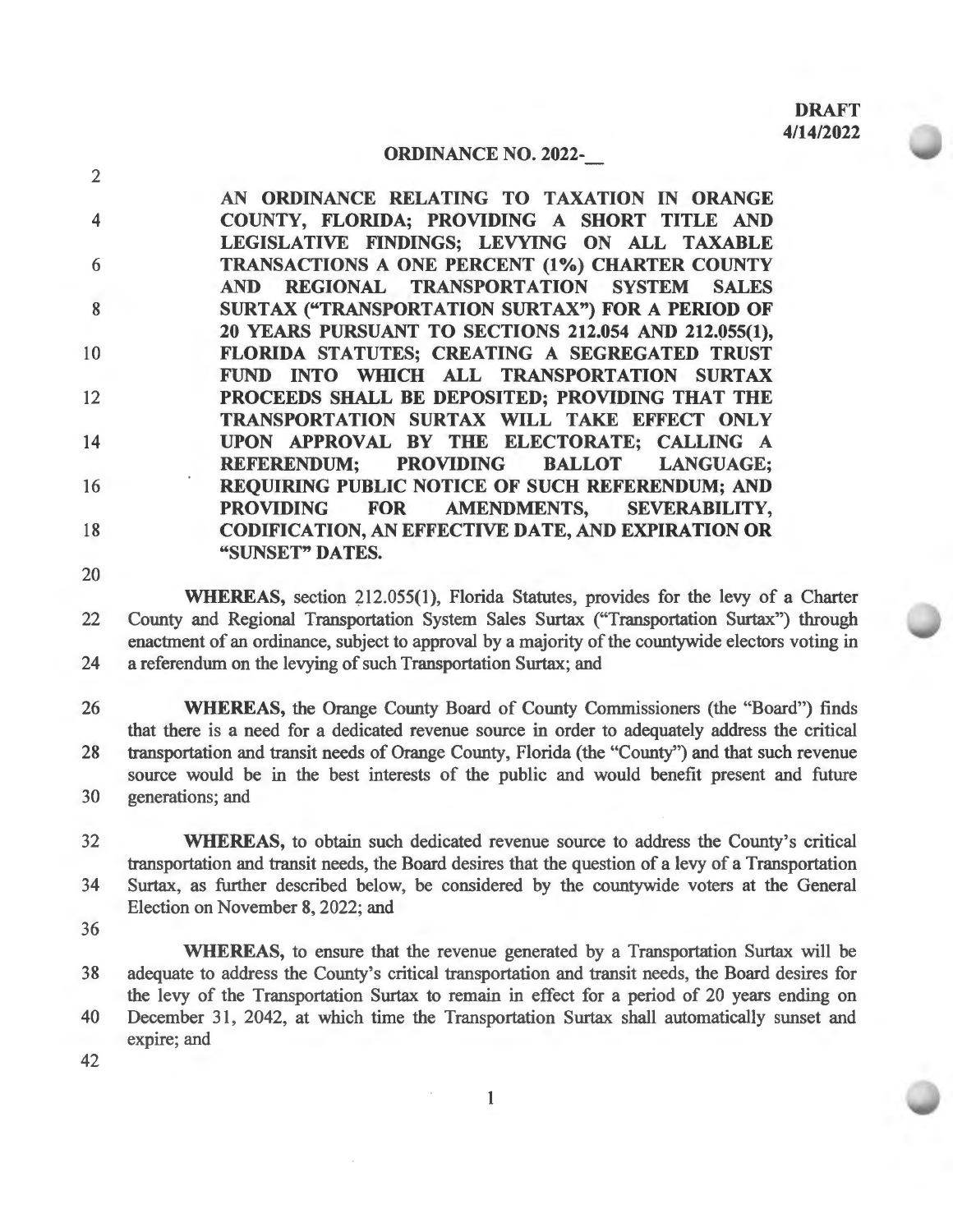**DRAFT**
**4/14/2022**

## ORDINANCE NO. 2022-__

**AN ORDINANCE RELATING TO TAXATION IN ORANGE COUNTY, FLORIDA; PROVIDING A SHORT TITLE AND LEGISLATIVE FINDINGS; LEVYING ON ALL TAXABLE TRANSACTIONS A ONE PERCENT (1%) CHARTER COUNTY AND REGIONAL TRANSPORTATION SYSTEM SALES SURTAX ("TRANSPORTATION SURTAX") FOR A PERIOD OF 20 YEARS PURSUANT TO SECTIONS 212.054 AND 212.055(1), FLORIDA STATUTES; CREATING A SEGREGATED TRUST FUND INTO WHICH ALL TRANSPORTATION SURTAX PROCEEDS SHALL BE DEPOSITED; PROVIDING THAT THE TRANSPORTATION SURTAX WILL TAKE EFFECT ONLY UPON APPROVAL BY THE ELECTORATE; CALLING A REFERENDUM; PROVIDING BALLOT LANGUAGE; REQUIRING PUBLIC NOTICE OF SUCH REFERENDUM; AND PROVIDING FOR AMENDMENTS, SEVERABILITY, CODIFICATION, AN EFFECTIVE DATE, AND EXPIRATION OR "SUNSET" DATES.**

**WHEREAS,** section 212.055(1), Florida Statutes, provides for the levy of a Charter County and Regional Transportation System Sales Surtax ("Transportation Surtax") through enactment of an ordinance, subject to approval by a majority of the countywide electors voting in a referendum on the levying of such Transportation Surtax; and

**WHEREAS,** the Orange County Board of County Commissioners (the "Board") finds that there is a need for a dedicated revenue source in order to adequately address the critical transportation and transit needs of Orange County, Florida (the "County") and that such revenue source would be in the best interests of the public and would benefit present and future generations; and

**WHEREAS,** to obtain such dedicated revenue source to address the County's critical transportation and transit needs, the Board desires that the question of a levy of a Transportation Surtax, as further described below, be considered by the countywide voters at the General Election on November 8, 2022; and

**WHEREAS,** to ensure that the revenue generated by a Transportation Surtax will be adequate to address the County's critical transportation and transit needs, the Board desires for the levy of the Transportation Surtax to remain in effect for a period of 20 years ending on December 31, 2042, at which time the Transportation Surtax shall automatically sunset and expire; and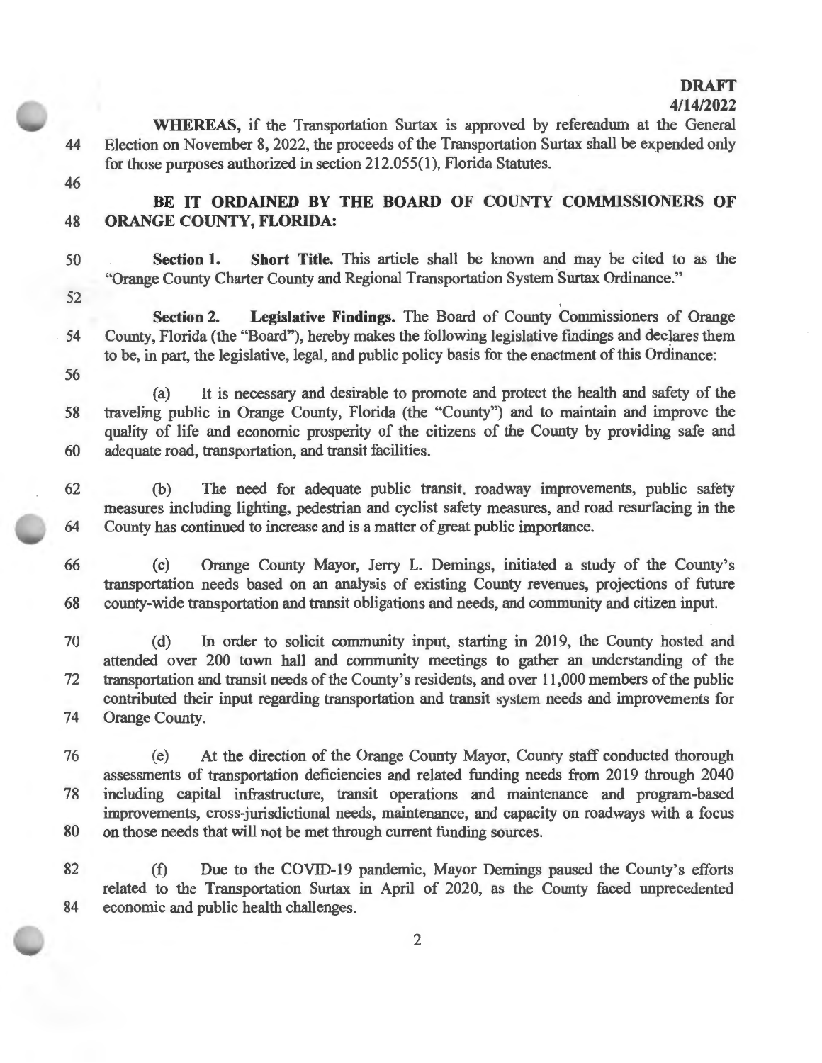**DRAFT**
**4/14/2022**

**WHEREAS,** if the Transportation Surtax is approved by referendum at the General Election on November 8, 2022, the proceeds of the Transportation Surtax shall be expended only for those purposes authorized in section 212.055(1), Florida Statutes.

**BE IT ORDAINED BY THE BOARD OF COUNTY COMMISSIONERS OF ORANGE COUNTY, FLORIDA:**

**Section 1. Short Title.** This article shall be known and may be cited to as the "Orange County Charter County and Regional Transportation System Surtax Ordinance."

**Section 2. Legislative Findings.** The Board of County Commissioners of Orange County, Florida (the "Board"), hereby makes the following legislative findings and declares them to be, in part, the legislative, legal, and public policy basis for the enactment of this Ordinance:

(a) It is necessary and desirable to promote and protect the health and safety of the traveling public in Orange County, Florida (the "County") and to maintain and improve the quality of life and economic prosperity of the citizens of the County by providing safe and adequate road, transportation, and transit facilities.

(b) The need for adequate public transit, roadway improvements, public safety measures including lighting, pedestrian and cyclist safety measures, and road resurfacing in the County has continued to increase and is a matter of great public importance.

(c) Orange County Mayor, Jerry L. Demings, initiated a study of the County's transportation needs based on an analysis of existing County revenues, projections of future county-wide transportation and transit obligations and needs, and community and citizen input.

(d) In order to solicit community input, starting in 2019, the County hosted and attended over 200 town hall and community meetings to gather an understanding of the transportation and transit needs of the County's residents, and over 11,000 members of the public contributed their input regarding transportation and transit system needs and improvements for Orange County.

(e) At the direction of the Orange County Mayor, County staff conducted thorough assessments of transportation deficiencies and related funding needs from 2019 through 2040 including capital infrastructure, transit operations and maintenance and program-based improvements, cross-jurisdictional needs, maintenance, and capacity on roadways with a focus on those needs that will not be met through current funding sources.

(f) Due to the COVID-19 pandemic, Mayor Demings paused the County's efforts related to the Transportation Surtax in April of 2020, as the County faced unprecedented economic and public health challenges.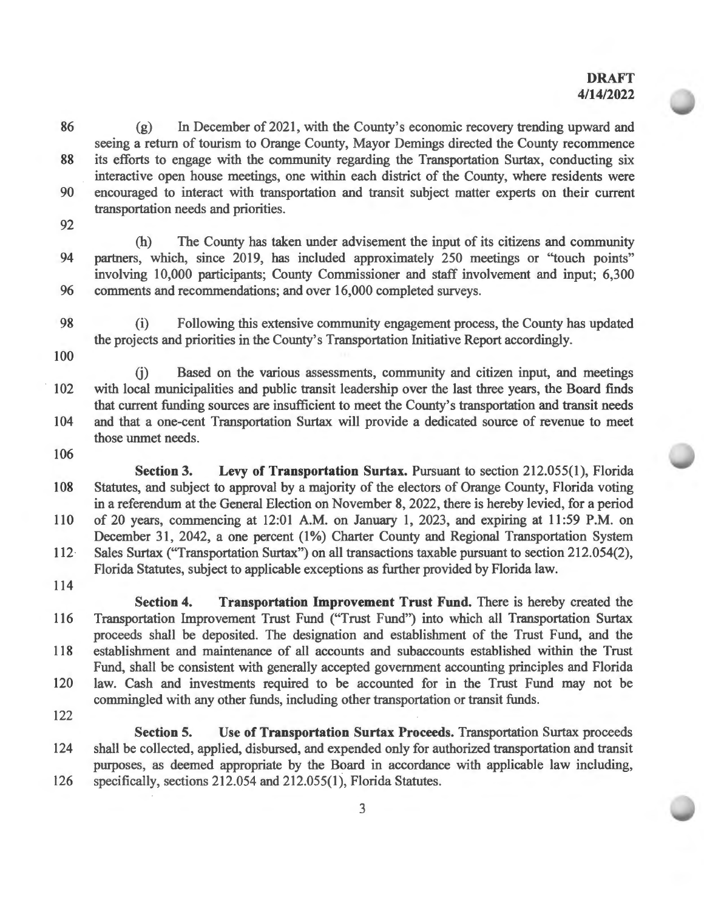**DRAFT**
**4/14/2022**

(g) In December of 2021, with the County's economic recovery trending upward and seeing a return of tourism to Orange County, Mayor Demings directed the County recommence its efforts to engage with the community regarding the Transportation Surtax, conducting six interactive open house meetings, one within each district of the County, where residents were encouraged to interact with transportation and transit subject matter experts on their current transportation needs and priorities.

(h) The County has taken under advisement the input of its citizens and community partners, which, since 2019, has included approximately 250 meetings or "touch points" involving 10,000 participants; County Commissioner and staff involvement and input; 6,300 comments and recommendations; and over 16,000 completed surveys.

(i) Following this extensive community engagement process, the County has updated the projects and priorities in the County's Transportation Initiative Report accordingly.

(j) Based on the various assessments, community and citizen input, and meetings with local municipalities and public transit leadership over the last three years, the Board finds that current funding sources are insufficient to meet the County's transportation and transit needs and that a one-cent Transportation Surtax will provide a dedicated source of revenue to meet those unmet needs.

**Section 3. Levy of Transportation Surtax.** Pursuant to section 212.055(1), Florida Statutes, and subject to approval by a majority of the electors of Orange County, Florida voting in a referendum at the General Election on November 8, 2022, there is hereby levied, for a period of 20 years, commencing at 12:01 A.M. on January 1, 2023, and expiring at 11:59 P.M. on December 31, 2042, a one percent (1%) Charter County and Regional Transportation System Sales Surtax ("Transportation Surtax") on all transactions taxable pursuant to section 212.054(2), Florida Statutes, subject to applicable exceptions as further provided by Florida law.

**Section 4. Transportation Improvement Trust Fund.** There is hereby created the Transportation Improvement Trust Fund ("Trust Fund") into which all Transportation Surtax proceeds shall be deposited. The designation and establishment of the Trust Fund, and the establishment and maintenance of all accounts and subaccounts established within the Trust Fund, shall be consistent with generally accepted government accounting principles and Florida law. Cash and investments required to be accounted for in the Trust Fund may not be commingled with any other funds, including other transportation or transit funds.

**Section 5. Use of Transportation Surtax Proceeds.** Transportation Surtax proceeds shall be collected, applied, disbursed, and expended only for authorized transportation and transit purposes, as deemed appropriate by the Board in accordance with applicable law including, specifically, sections 212.054 and 212.055(1), Florida Statutes.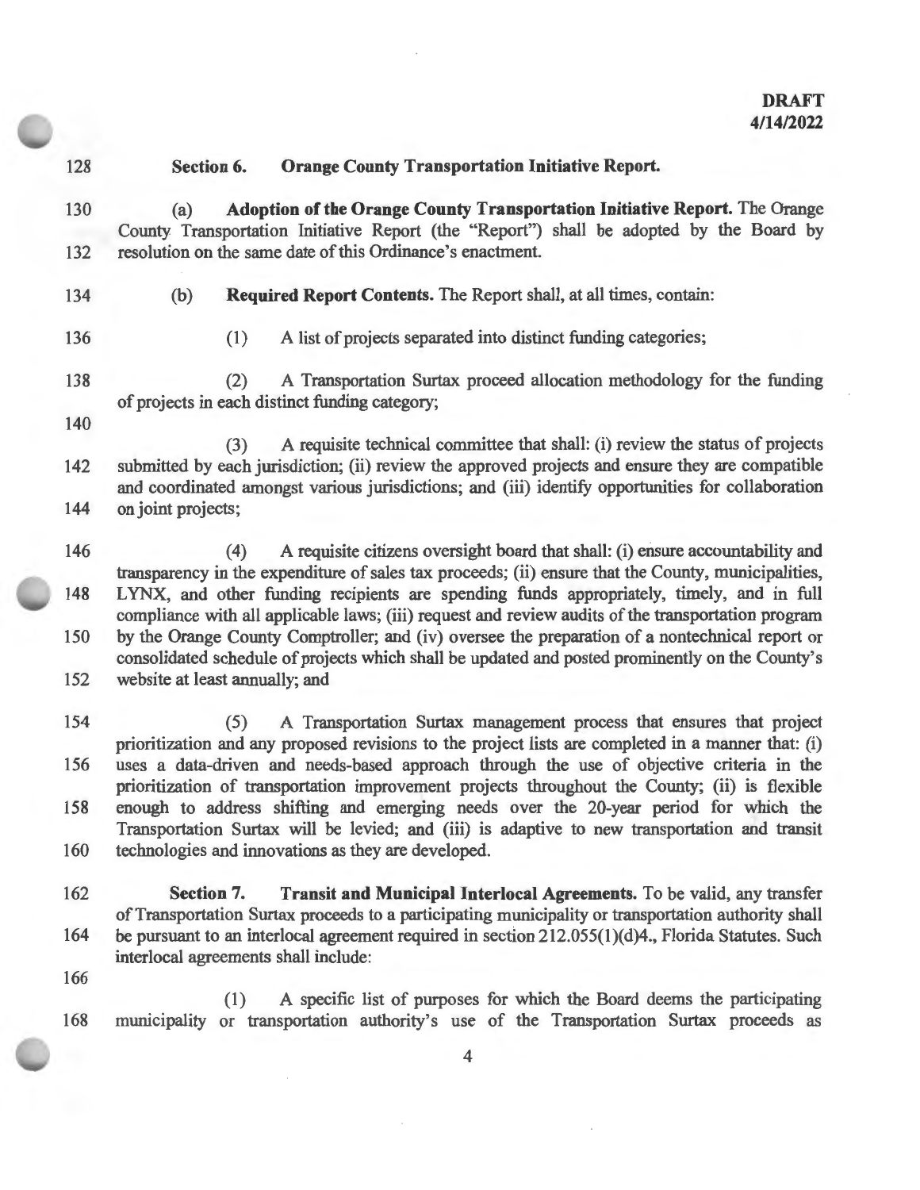**Section 6. Orange County Transportation Initiative Report.**

(a) **Adoption of the Orange County Transportation Initiative Report.** The Orange County Transportation Initiative Report (the "Report") shall be adopted by the Board by resolution on the same date of this Ordinance's enactment.

(b) **Required Report Contents.** The Report shall, at all times, contain:

(1) A list of projects separated into distinct funding categories;

(2) A Transportation Surtax proceed allocation methodology for the funding of projects in each distinct funding category;

(3) A requisite technical committee that shall: (i) review the status of projects submitted by each jurisdiction; (ii) review the approved projects and ensure they are compatible and coordinated amongst various jurisdictions; and (iii) identify opportunities for collaboration on joint projects;

(4) A requisite citizens oversight board that shall: (i) ensure accountability and transparency in the expenditure of sales tax proceeds; (ii) ensure that the County, municipalities, LYNX, and other funding recipients are spending funds appropriately, timely, and in full compliance with all applicable laws; (iii) request and review audits of the transportation program by the Orange County Comptroller; and (iv) oversee the preparation of a nontechnical report or consolidated schedule of projects which shall be updated and posted prominently on the County's website at least annually; and

(5) A Transportation Surtax management process that ensures that project prioritization and any proposed revisions to the project lists are completed in a manner that: (i) uses a data-driven and needs-based approach through the use of objective criteria in the prioritization of transportation improvement projects throughout the County; (ii) is flexible enough to address shifting and emerging needs over the 20-year period for which the Transportation Surtax will be levied; and (iii) is adaptive to new transportation and transit technologies and innovations as they are developed.

**Section 7. Transit and Municipal Interlocal Agreements.** To be valid, any transfer of Transportation Surtax proceeds to a participating municipality or transportation authority shall be pursuant to an interlocal agreement required in section 212.055(1)(d)4., Florida Statutes. Such interlocal agreements shall include:

(1) A specific list of purposes for which the Board deems the participating municipality or transportation authority's use of the Transportation Surtax proceeds as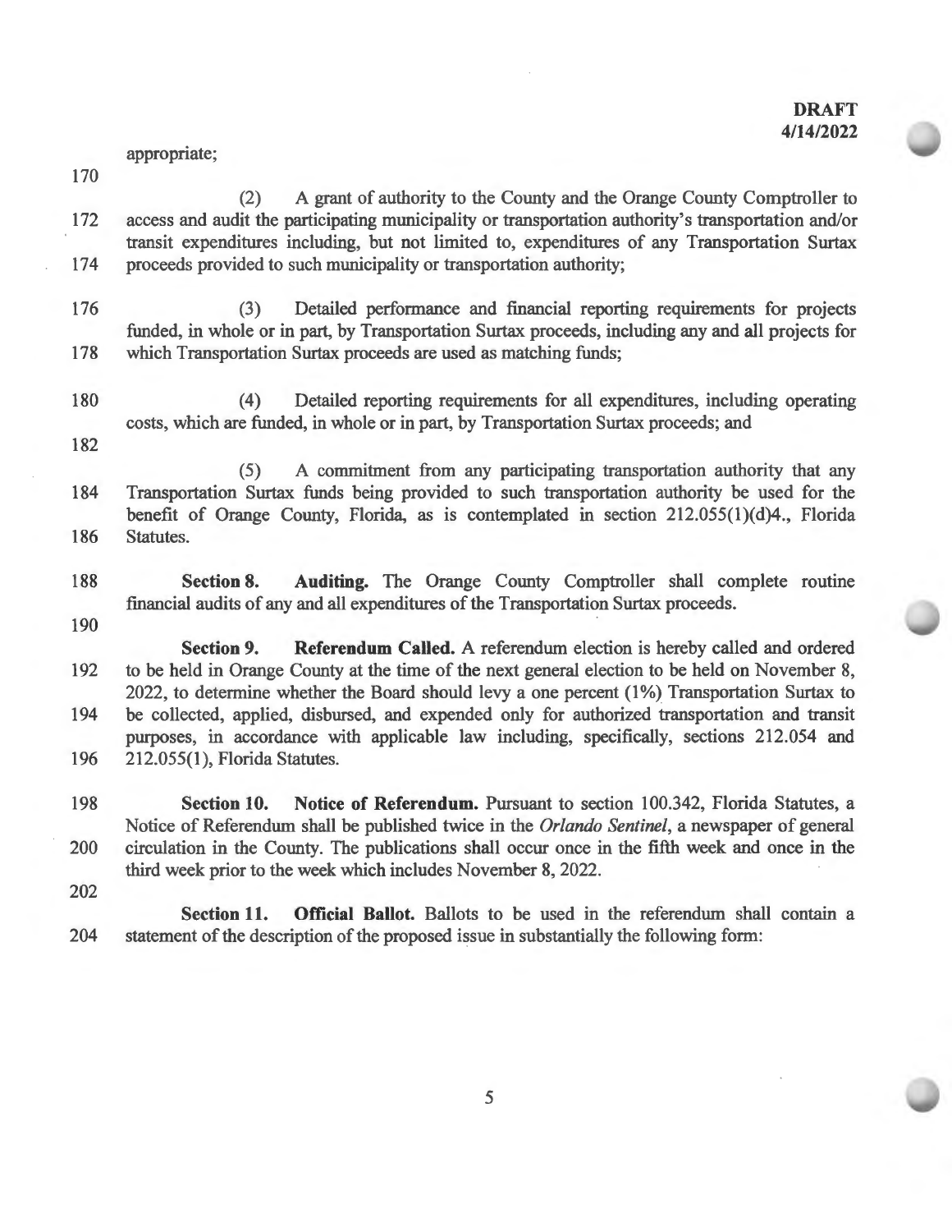appropriate;

(2) A grant of authority to the County and the Orange County Comptroller to access and audit the participating municipality or transportation authority's transportation and/or transit expenditures including, but not limited to, expenditures of any Transportation Surtax proceeds provided to such municipality or transportation authority;

(3) Detailed performance and financial reporting requirements for projects funded, in whole or in part, by Transportation Surtax proceeds, including any and all projects for which Transportation Surtax proceeds are used as matching funds;

(4) Detailed reporting requirements for all expenditures, including operating costs, which are funded, in whole or in part, by Transportation Surtax proceeds; and

(5) A commitment from any participating transportation authority that any Transportation Surtax funds being provided to such transportation authority be used for the benefit of Orange County, Florida, as is contemplated in section 212.055(1)(d)4., Florida Statutes.

**Section 8. Auditing.** The Orange County Comptroller shall complete routine financial audits of any and all expenditures of the Transportation Surtax proceeds.

**Section 9. Referendum Called.** A referendum election is hereby called and ordered to be held in Orange County at the time of the next general election to be held on November 8, 2022, to determine whether the Board should levy a one percent (1%) Transportation Surtax to be collected, applied, disbursed, and expended only for authorized transportation and transit purposes, in accordance with applicable law including, specifically, sections 212.054 and 212.055(1), Florida Statutes.

**Section 10. Notice of Referendum.** Pursuant to section 100.342, Florida Statutes, a Notice of Referendum shall be published twice in the *Orlando Sentinel*, a newspaper of general circulation in the County. The publications shall occur once in the fifth week and once in the third week prior to the week which includes November 8, 2022.

**Section 11. Official Ballot.** Ballots to be used in the referendum shall contain a statement of the description of the proposed issue in substantially the following form: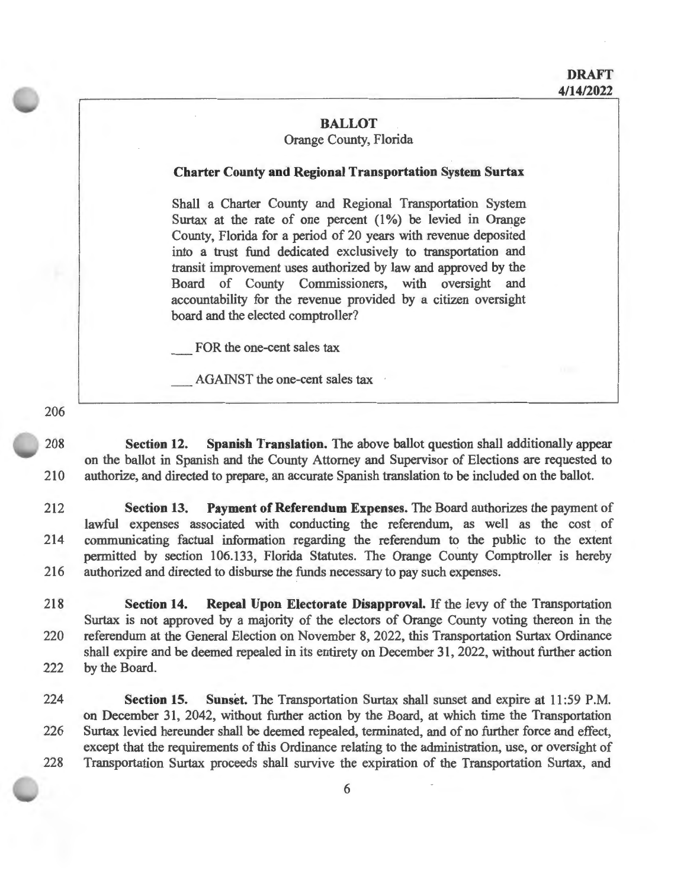DRAFT
4/14/2022

**BALLOT**

Orange County, Florida

**Charter County and Regional Transportation System Surtax**

Shall a Charter County and Regional Transportation System Surtax at the rate of one percent (1%) be levied in Orange County, Florida for a period of 20 years with revenue deposited into a trust fund dedicated exclusively to transportation and transit improvement uses authorized by law and approved by the Board of County Commissioners, with oversight and accountability for the revenue provided by a citizen oversight board and the elected comptroller?

___ FOR the one-cent sales tax

___ AGAINST the one-cent sales tax

206

208 **Section 12. Spanish Translation.** The above ballot question shall additionally appear on the ballot in Spanish and the County Attorney and Supervisor of Elections are requested to
210 authorize, and directed to prepare, an accurate Spanish translation to be included on the ballot.

212 **Section 13. Payment of Referendum Expenses.** The Board authorizes the payment of lawful expenses associated with conducting the referendum, as well as the cost of
214 communicating factual information regarding the referendum to the public to the extent permitted by section 106.133, Florida Statutes. The Orange County Comptroller is hereby
216 authorized and directed to disburse the funds necessary to pay such expenses.

218 **Section 14. Repeal Upon Electorate Disapproval.** If the levy of the Transportation Surtax is not approved by a majority of the electors of Orange County voting thereon in the
220 referendum at the General Election on November 8, 2022, this Transportation Surtax Ordinance shall expire and be deemed repealed in its entirety on December 31, 2022, without further action
222 by the Board.

224 **Section 15. Sunset.** The Transportation Surtax shall sunset and expire at 11:59 P.M. on December 31, 2042, without further action by the Board, at which time the Transportation
226 Surtax levied hereunder shall be deemed repealed, terminated, and of no further force and effect, except that the requirements of this Ordinance relating to the administration, use, or oversight of
228 Transportation Surtax proceeds shall survive the expiration of the Transportation Surtax, and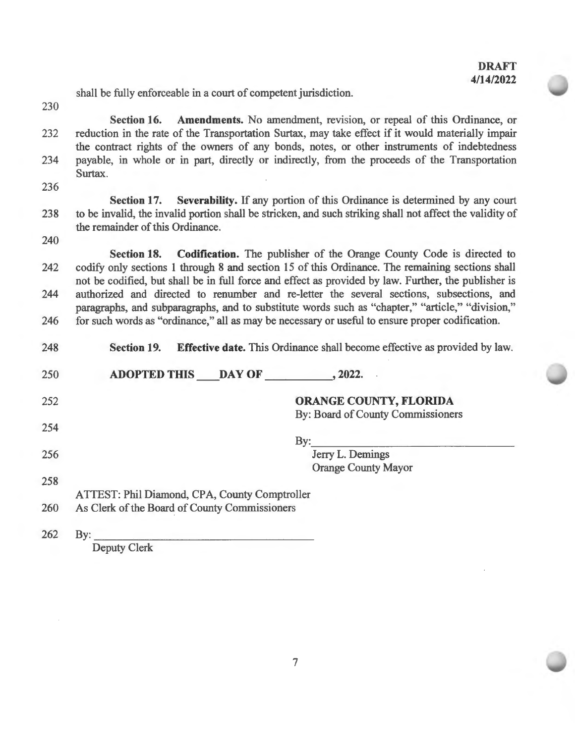**DRAFT**
**4/14/2022**

shall be fully enforceable in a court of competent jurisdiction.

**Section 16. Amendments.** No amendment, revision, or repeal of this Ordinance, or reduction in the rate of the Transportation Surtax, may take effect if it would materially impair the contract rights of the owners of any bonds, notes, or other instruments of indebtedness payable, in whole or in part, directly or indirectly, from the proceeds of the Transportation Surtax.

**Section 17. Severability.** If any portion of this Ordinance is determined by any court to be invalid, the invalid portion shall be stricken, and such striking shall not affect the validity of the remainder of this Ordinance.

**Section 18. Codification.** The publisher of the Orange County Code is directed to codify only sections 1 through 8 and section 15 of this Ordinance. The remaining sections shall not be codified, but shall be in full force and effect as provided by law. Further, the publisher is authorized and directed to renumber and re-letter the several sections, subsections, and paragraphs, and subparagraphs, and to substitute words such as "chapter," "article," "division," for such words as "ordinance," all as may be necessary or useful to ensure proper codification.

**Section 19. Effective date.** This Ordinance shall become effective as provided by law.

**ADOPTED THIS \_\_\_\_DAY OF \_\_\_\_\_\_\_\_\_\_\_\_, 2022.**

**ORANGE COUNTY, FLORIDA**
By: Board of County Commissioners

By:\_\_\_\_\_\_\_\_\_\_\_\_\_\_\_\_\_\_\_\_\_\_\_\_\_\_\_\_\_\_\_\_\_\_\_\_
Jerry L. Demings
Orange County Mayor

ATTEST: Phil Diamond, CPA, County Comptroller
As Clerk of the Board of County Commissioners

By: \_\_\_\_\_\_\_\_\_\_\_\_\_\_\_\_\_\_\_\_\_\_\_\_\_\_\_\_\_\_\_\_\_\_\_\_\_\_\_\_
Deputy Clerk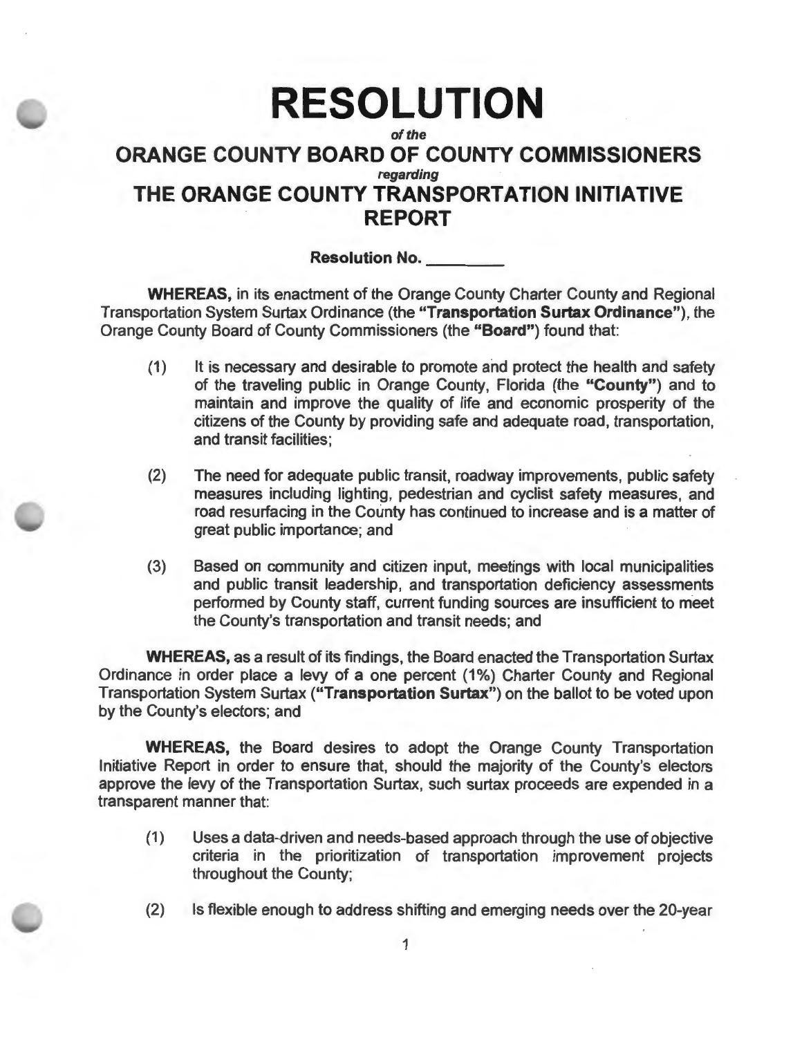# RESOLUTION

*of the*

## ORANGE COUNTY BOARD OF COUNTY COMMISSIONERS

*regarding*

## THE ORANGE COUNTY TRANSPORTATION INITIATIVE REPORT

**Resolution No. \_\_\_\_\_\_\_\_\_**

**WHEREAS,** in its enactment of the Orange County Charter County and Regional Transportation System Surtax Ordinance (the **"Transportation Surtax Ordinance"**), the Orange County Board of County Commissioners (the **"Board"**) found that:

(1) It is necessary and desirable to promote and protect the health and safety of the traveling public in Orange County, Florida (the **"County"**) and to maintain and improve the quality of life and economic prosperity of the citizens of the County by providing safe and adequate road, transportation, and transit facilities;

(2) The need for adequate public transit, roadway improvements, public safety measures including lighting, pedestrian and cyclist safety measures, and road resurfacing in the County has continued to increase and is a matter of great public importance; and

(3) Based on community and citizen input, meetings with local municipalities and public transit leadership, and transportation deficiency assessments performed by County staff, current funding sources are insufficient to meet the County's transportation and transit needs; and

**WHEREAS,** as a result of its findings, the Board enacted the Transportation Surtax Ordinance in order place a levy of a one percent (1%) Charter County and Regional Transportation System Surtax (**"Transportation Surtax"**) on the ballot to be voted upon by the County's electors; and

**WHEREAS,** the Board desires to adopt the Orange County Transportation Initiative Report in order to ensure that, should the majority of the County's electors approve the levy of the Transportation Surtax, such surtax proceeds are expended in a transparent manner that:

(1) Uses a data-driven and needs-based approach through the use of objective criteria in the prioritization of transportation improvement projects throughout the County;

(2) Is flexible enough to address shifting and emerging needs over the 20-year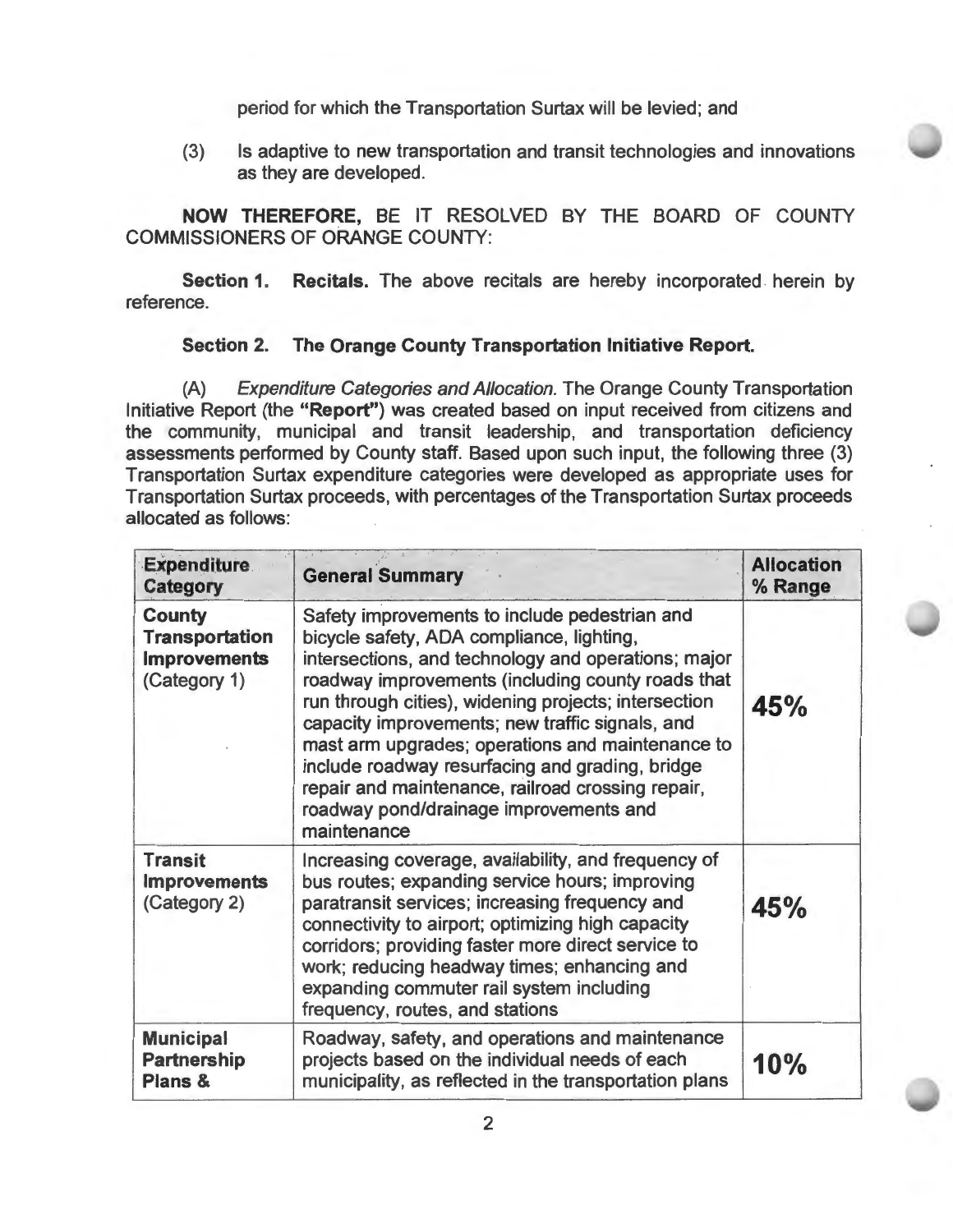period for which the Transportation Surtax will be levied; and

(3) Is adaptive to new transportation and transit technologies and innovations as they are developed.

**NOW THEREFORE,** BE IT RESOLVED BY THE BOARD OF COUNTY COMMISSIONERS OF ORANGE COUNTY:

**Section 1. Recitals.** The above recitals are hereby incorporated herein by reference.

**Section 2. The Orange County Transportation Initiative Report.**

(A) *Expenditure Categories and Allocation.* The Orange County Transportation Initiative Report (the **"Report"**) was created based on input received from citizens and the community, municipal and transit leadership, and transportation deficiency assessments performed by County staff. Based upon such input, the following three (3) Transportation Surtax expenditure categories were developed as appropriate uses for Transportation Surtax proceeds, with percentages of the Transportation Surtax proceeds allocated as follows:

| Expenditure Category | General Summary | Allocation % Range |
|---|---|---|
| **County Transportation Improvements** (Category 1) | Safety improvements to include pedestrian and bicycle safety, ADA compliance, lighting, intersections, and technology and operations; major roadway improvements (including county roads that run through cities), widening projects; intersection capacity improvements; new traffic signals, and mast arm upgrades; operations and maintenance to include roadway resurfacing and grading, bridge repair and maintenance, railroad crossing repair, roadway pond/drainage improvements and maintenance | **45%** |
| **Transit Improvements** (Category 2) | Increasing coverage, availability, and frequency of bus routes; expanding service hours; improving paratransit services; increasing frequency and connectivity to airport; optimizing high capacity corridors; providing faster more direct service to work; reducing headway times; enhancing and expanding commuter rail system including frequency, routes, and stations | **45%** |
| **Municipal Partnership Plans &** | Roadway, safety, and operations and maintenance projects based on the individual needs of each municipality, as reflected in the transportation plans | **10%** |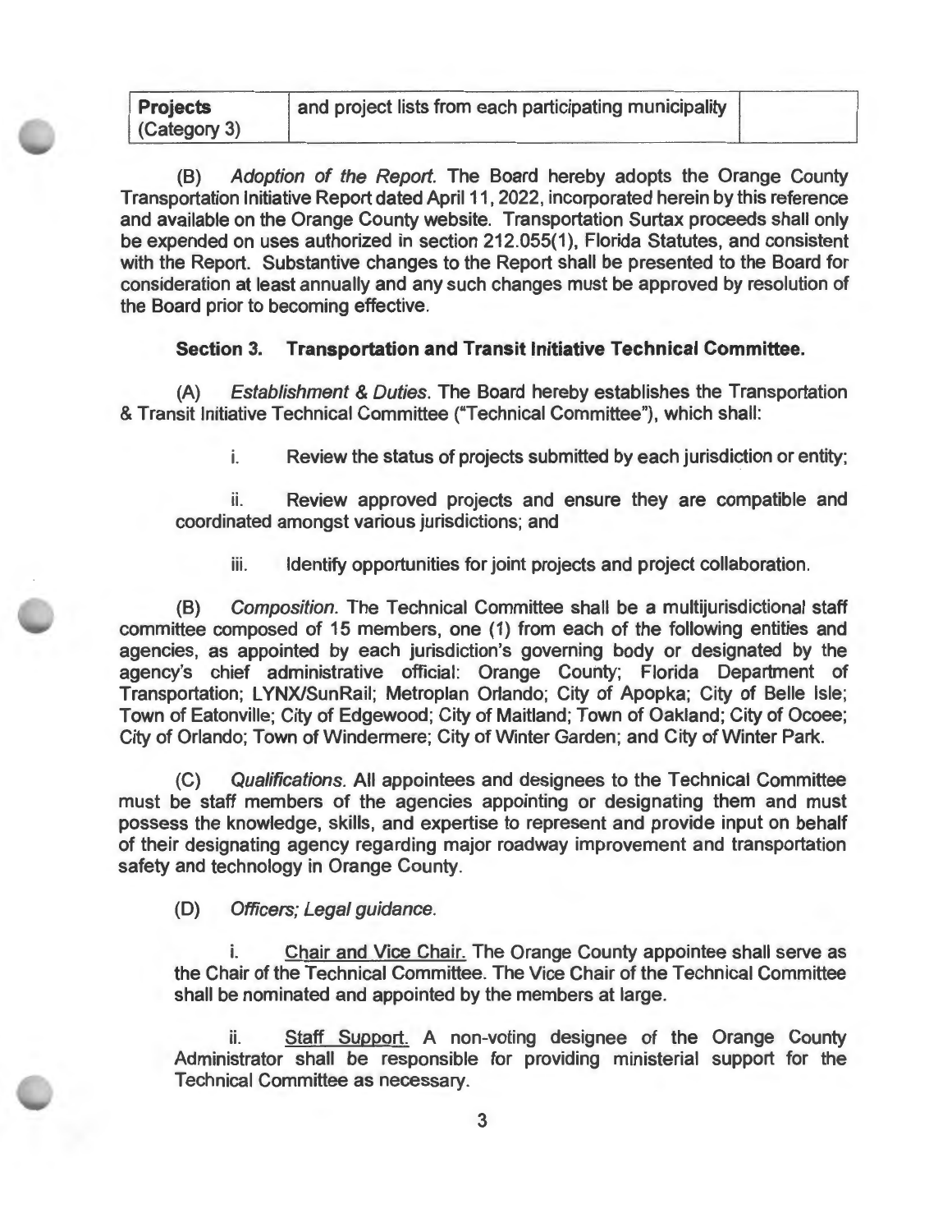| **Projects** (Category 3) | and project lists from each participating municipality | |
|---|---|---|

(B) *Adoption of the Report.* The Board hereby adopts the Orange County Transportation Initiative Report dated April 11, 2022, incorporated herein by this reference and available on the Orange County website. Transportation Surtax proceeds shall only be expended on uses authorized in section 212.055(1), Florida Statutes, and consistent with the Report. Substantive changes to the Report shall be presented to the Board for consideration at least annually and any such changes must be approved by resolution of the Board prior to becoming effective.

**Section 3. Transportation and Transit Initiative Technical Committee.**

(A) *Establishment & Duties.* The Board hereby establishes the Transportation & Transit Initiative Technical Committee ("Technical Committee"), which shall:

i. Review the status of projects submitted by each jurisdiction or entity;

ii. Review approved projects and ensure they are compatible and coordinated amongst various jurisdictions; and

iii. Identify opportunities for joint projects and project collaboration.

(B) *Composition.* The Technical Committee shall be a multijurisdictional staff committee composed of 15 members, one (1) from each of the following entities and agencies, as appointed by each jurisdiction's governing body or designated by the agency's chief administrative official: Orange County; Florida Department of Transportation; LYNX/SunRail; Metroplan Orlando; City of Apopka; City of Belle Isle; Town of Eatonville; City of Edgewood; City of Maitland; Town of Oakland; City of Ocoee; City of Orlando; Town of Windermere; City of Winter Garden; and City of Winter Park.

(C) *Qualifications.* All appointees and designees to the Technical Committee must be staff members of the agencies appointing or designating them and must possess the knowledge, skills, and expertise to represent and provide input on behalf of their designating agency regarding major roadway improvement and transportation safety and technology in Orange County.

(D) *Officers; Legal guidance.*

i. Chair and Vice Chair. The Orange County appointee shall serve as the Chair of the Technical Committee. The Vice Chair of the Technical Committee shall be nominated and appointed by the members at large.

ii. Staff Support. A non-voting designee of the Orange County Administrator shall be responsible for providing ministerial support for the Technical Committee as necessary.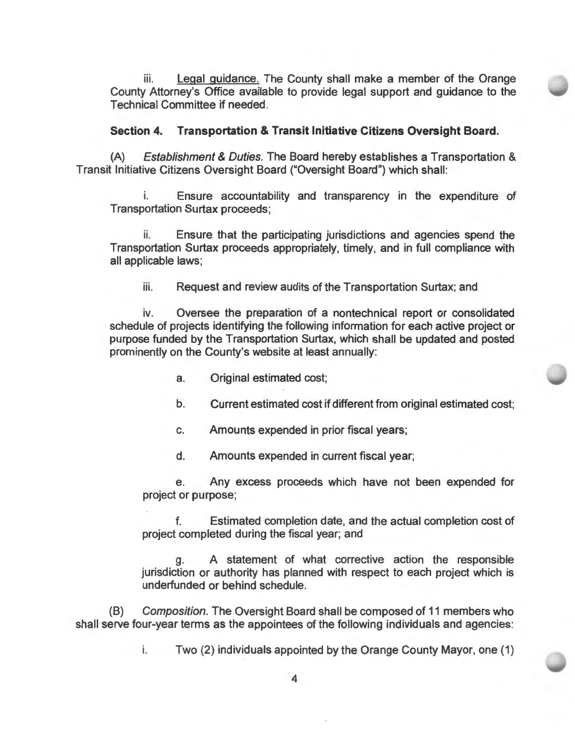iii. Legal guidance. The County shall make a member of the Orange County Attorney's Office available to provide legal support and guidance to the Technical Committee if needed.

**Section 4. Transportation & Transit Initiative Citizens Oversight Board.**

(A) *Establishment & Duties.* The Board hereby establishes a Transportation & Transit Initiative Citizens Oversight Board ("Oversight Board") which shall:

i. Ensure accountability and transparency in the expenditure of Transportation Surtax proceeds;

ii. Ensure that the participating jurisdictions and agencies spend the Transportation Surtax proceeds appropriately, timely, and in full compliance with all applicable laws;

iii. Request and review audits of the Transportation Surtax; and

iv. Oversee the preparation of a nontechnical report or consolidated schedule of projects identifying the following information for each active project or purpose funded by the Transportation Surtax, which shall be updated and posted prominently on the County's website at least annually:

a. Original estimated cost;

b. Current estimated cost if different from original estimated cost;

c. Amounts expended in prior fiscal years;

d. Amounts expended in current fiscal year;

e. Any excess proceeds which have not been expended for project or purpose;

f. Estimated completion date, and the actual completion cost of project completed during the fiscal year; and

g. A statement of what corrective action the responsible jurisdiction or authority has planned with respect to each project which is underfunded or behind schedule.

(B) *Composition.* The Oversight Board shall be composed of 11 members who shall serve four-year terms as the appointees of the following individuals and agencies:

i. Two (2) individuals appointed by the Orange County Mayor, one (1)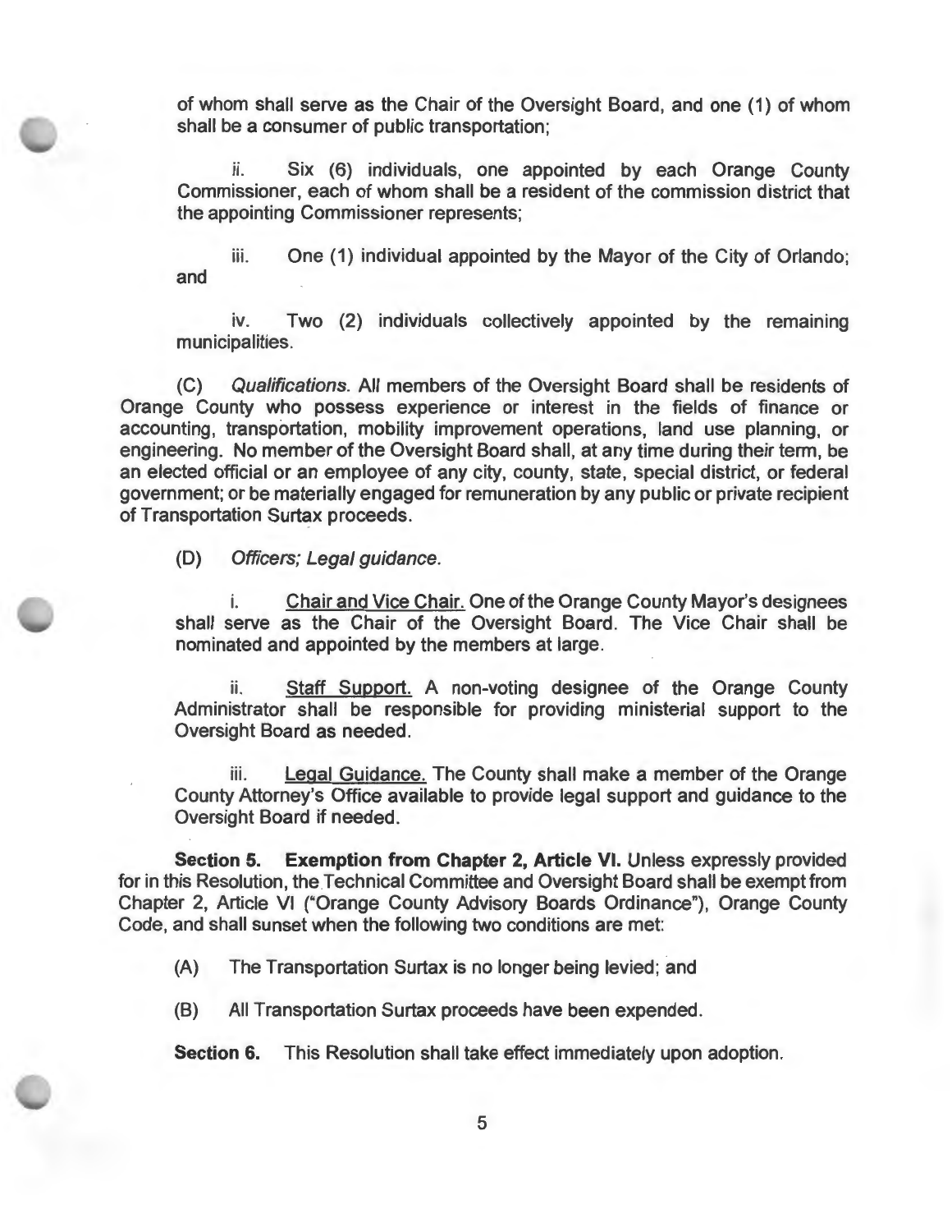of whom shall serve as the Chair of the Oversight Board, and one (1) of whom shall be a consumer of public transportation;

ii. Six (6) individuals, one appointed by each Orange County Commissioner, each of whom shall be a resident of the commission district that the appointing Commissioner represents;

iii. One (1) individual appointed by the Mayor of the City of Orlando; and

iv. Two (2) individuals collectively appointed by the remaining municipalities.

(C) *Qualifications.* All members of the Oversight Board shall be residents of Orange County who possess experience or interest in the fields of finance or accounting, transportation, mobility improvement operations, land use planning, or engineering. No member of the Oversight Board shall, at any time during their term, be an elected official or an employee of any city, county, state, special district, or federal government; or be materially engaged for remuneration by any public or private recipient of Transportation Surtax proceeds.

(D) *Officers; Legal guidance.*

i. <u>Chair and Vice Chair.</u> One of the Orange County Mayor's designees shall serve as the Chair of the Oversight Board. The Vice Chair shall be nominated and appointed by the members at large.

ii. <u>Staff Support.</u> A non-voting designee of the Orange County Administrator shall be responsible for providing ministerial support to the Oversight Board as needed.

iii. <u>Legal Guidance.</u> The County shall make a member of the Orange County Attorney's Office available to provide legal support and guidance to the Oversight Board if needed.

**Section 5. Exemption from Chapter 2, Article VI.** Unless expressly provided for in this Resolution, the Technical Committee and Oversight Board shall be exempt from Chapter 2, Article VI ("Orange County Advisory Boards Ordinance"), Orange County Code, and shall sunset when the following two conditions are met:

(A) The Transportation Surtax is no longer being levied; and

(B) All Transportation Surtax proceeds have been expended.

**Section 6.** This Resolution shall take effect immediately upon adoption.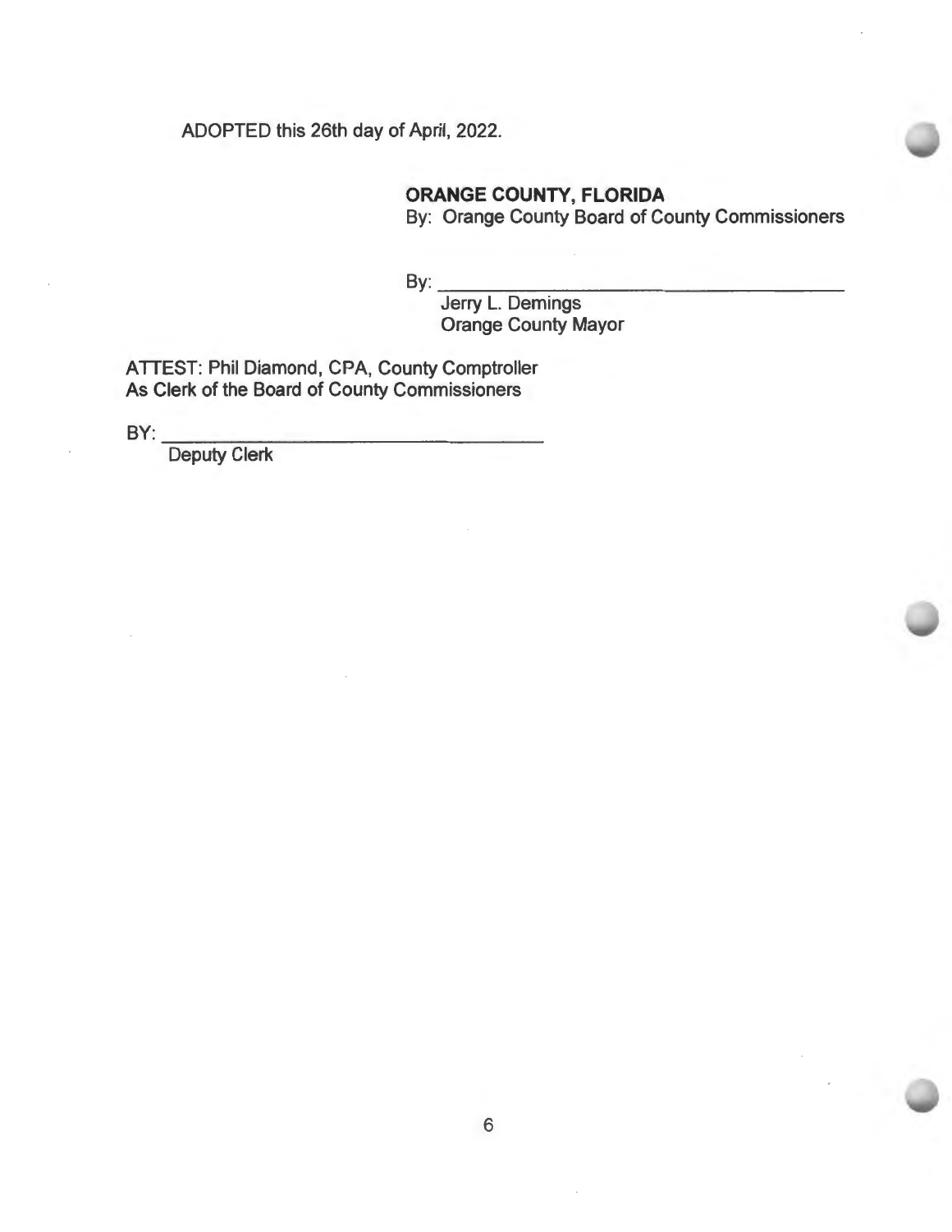ADOPTED this 26th day of April, 2022.

**ORANGE COUNTY, FLORIDA**
By: Orange County Board of County Commissioners

By: ________________________________________
Jerry L. Demings
Orange County Mayor

ATTEST: Phil Diamond, CPA, County Comptroller
As Clerk of the Board of County Commissioners

BY: ________________________________________
Deputy Clerk